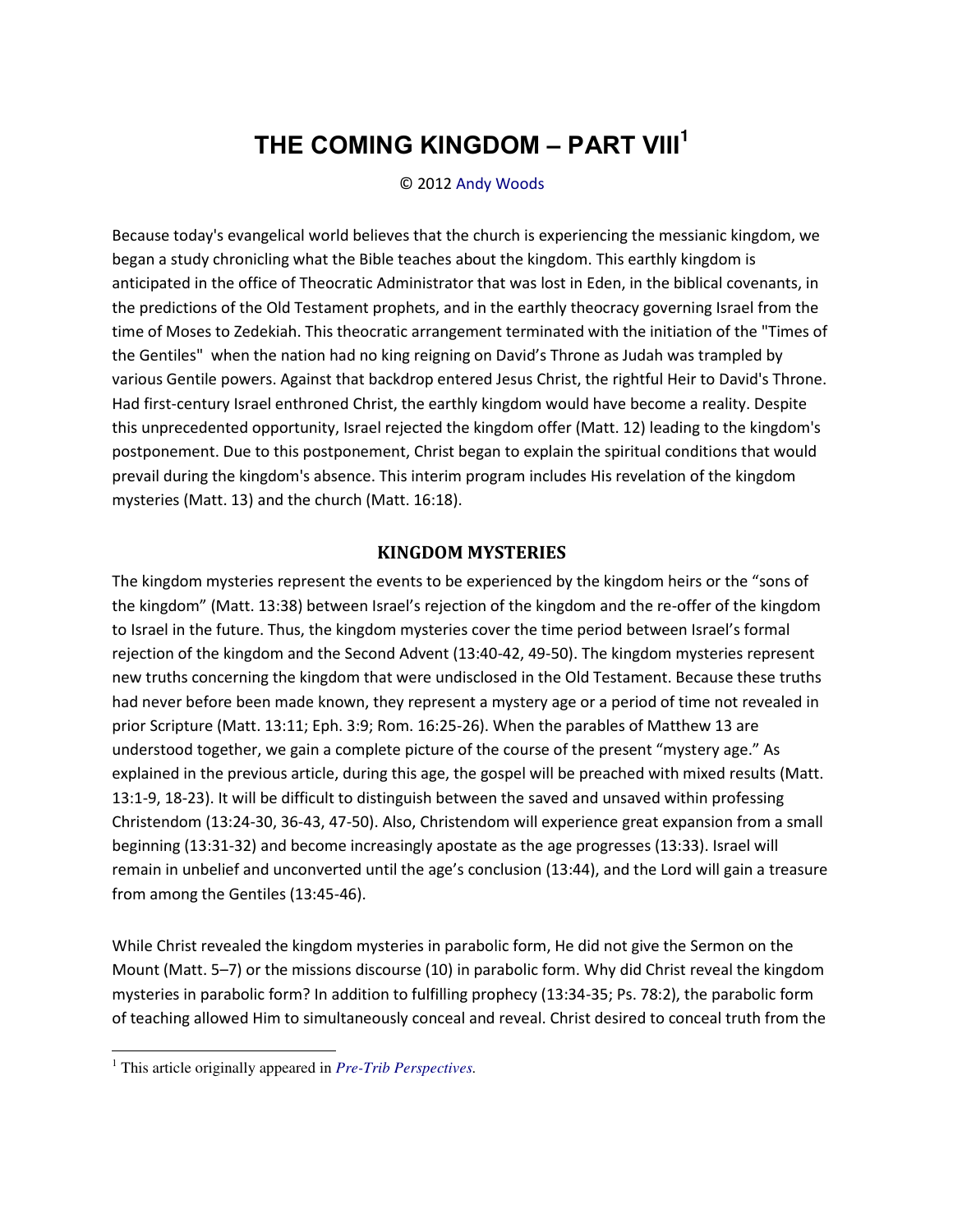# THE COMING KINGDOM – PART VIII[1]

© 2012 Andy Woods

Because today's evangelical world believes that the church is experiencing the messianic kingdom, we began a study chronicling what the Bible teaches about the kingdom. This earthly kingdom is anticipated in the office of Theocratic Administrator that was lost in Eden, in the biblical covenants, in the predictions of the Old Testament prophets, and in the earthly theocracy governing Israel from the time of Moses to Zedekiah. This theocratic arrangement terminated with the initiation of the "Times of the Gentiles" when the nation had no king reigning on David's Throne as Judah was trampled by various Gentile powers. Against that backdrop entered Jesus Christ, the rightful Heir to David's Throne. Had first-century Israel enthroned Christ, the earthly kingdom would have become a reality. Despite this unprecedented opportunity, Israel rejected the kingdom offer (Matt. 12) leading to the kingdom's postponement. Due to this postponement, Christ began to explain the spiritual conditions that would prevail during the kingdom's absence. This interim program includes His revelation of the kingdom mysteries (Matt. 13) and the church (Matt. 16:18).

## KINGDOM MYSTERIES

The kingdom mysteries represent the events to be experienced by the kingdom heirs or the "sons of the kingdom" (Matt. 13:38) between Israel's rejection of the kingdom and the re-offer of the kingdom to Israel in the future. Thus, the kingdom mysteries cover the time period between Israel's formal rejection of the kingdom and the Second Advent (13:40-42, 49-50). The kingdom mysteries represent new truths concerning the kingdom that were undisclosed in the Old Testament. Because these truths had never before been made known, they represent a mystery age or a period of time not revealed in prior Scripture (Matt. 13:11; Eph. 3:9; Rom. 16:25-26). When the parables of Matthew 13 are understood together, we gain a complete picture of the course of the present "mystery age." As explained in the previous article, during this age, the gospel will be preached with mixed results (Matt. 13:1-9, 18-23). It will be difficult to distinguish between the saved and unsaved within professing Christendom (13:24-30, 36-43, 47-50). Also, Christendom will experience great expansion from a small beginning (13:31-32) and become increasingly apostate as the age progresses (13:33). Israel will remain in unbelief and unconverted until the age's conclusion (13:44), and the Lord will gain a treasure from among the Gentiles (13:45-46).

While Christ revealed the kingdom mysteries in parabolic form, He did not give the Sermon on the Mount (Matt. 5–7) or the missions discourse (10) in parabolic form. Why did Christ reveal the kingdom mysteries in parabolic form? In addition to fulfilling prophecy (13:34-35; Ps. 78:2), the parabolic form of teaching allowed Him to simultaneously conceal and reveal. Christ desired to conceal truth from the

[1] This article originally appeared in *Pre-Trib Perspectives.*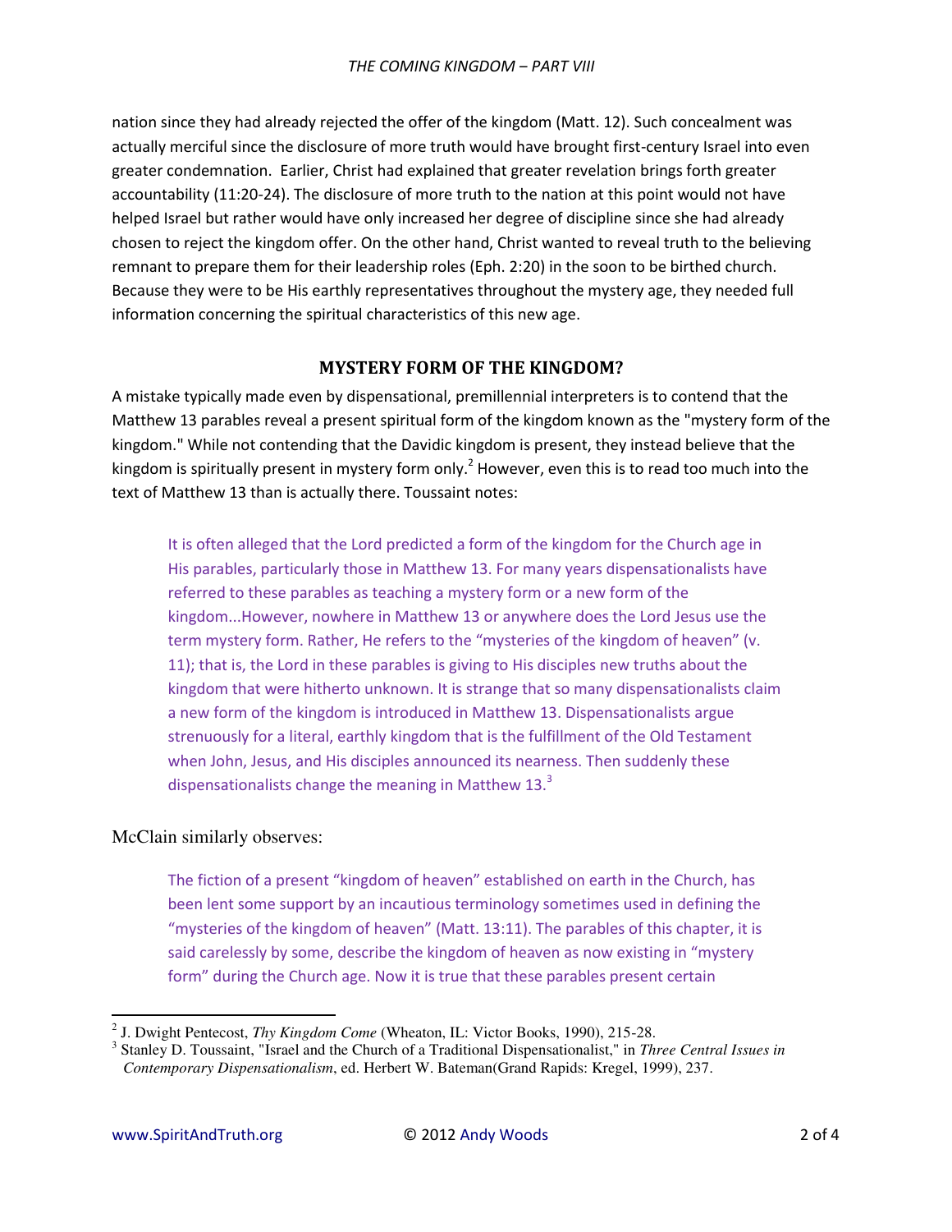nation since they had already rejected the offer of the kingdom (Matt. 12). Such concealment was actually merciful since the disclosure of more truth would have brought first-century Israel into even greater condemnation. Earlier, Christ had explained that greater revelation brings forth greater accountability (11:20-24). The disclosure of more truth to the nation at this point would not have helped Israel but rather would have only increased her degree of discipline since she had already chosen to reject the kingdom offer. On the other hand, Christ wanted to reveal truth to the believing remnant to prepare them for their leadership roles (Eph. 2:20) in the soon to be birthed church. Because they were to be His earthly representatives throughout the mystery age, they needed full information concerning the spiritual characteristics of this new age.

## MYSTERY FORM OF THE KINGDOM?

A mistake typically made even by dispensational, premillennial interpreters is to contend that the Matthew 13 parables reveal a present spiritual form of the kingdom known as the "mystery form of the kingdom." While not contending that the Davidic kingdom is present, they instead believe that the kingdom is spiritually present in mystery form only.[2] However, even this is to read too much into the text of Matthew 13 than is actually there. Toussaint notes:

> It is often alleged that the Lord predicted a form of the kingdom for the Church age in His parables, particularly those in Matthew 13. For many years dispensationalists have referred to these parables as teaching a mystery form or a new form of the kingdom...However, nowhere in Matthew 13 or anywhere does the Lord Jesus use the term mystery form. Rather, He refers to the "mysteries of the kingdom of heaven" (v. 11); that is, the Lord in these parables is giving to His disciples new truths about the kingdom that were hitherto unknown. It is strange that so many dispensationalists claim a new form of the kingdom is introduced in Matthew 13. Dispensationalists argue strenuously for a literal, earthly kingdom that is the fulfillment of the Old Testament when John, Jesus, and His disciples announced its nearness. Then suddenly these dispensationalists change the meaning in Matthew 13.[3]

McClain similarly observes:

> The fiction of a present "kingdom of heaven" established on earth in the Church, has been lent some support by an incautious terminology sometimes used in defining the "mysteries of the kingdom of heaven" (Matt. 13:11). The parables of this chapter, it is said carelessly by some, describe the kingdom of heaven as now existing in "mystery form" during the Church age. Now it is true that these parables present certain

---

[2] J. Dwight Pentecost, *Thy Kingdom Come* (Wheaton, IL: Victor Books, 1990), 215-28.

[3] Stanley D. Toussaint, "Israel and the Church of a Traditional Dispensationalist," in *Three Central Issues in Contemporary Dispensationalism*, ed. Herbert W. Bateman(Grand Rapids: Kregel, 1999), 237.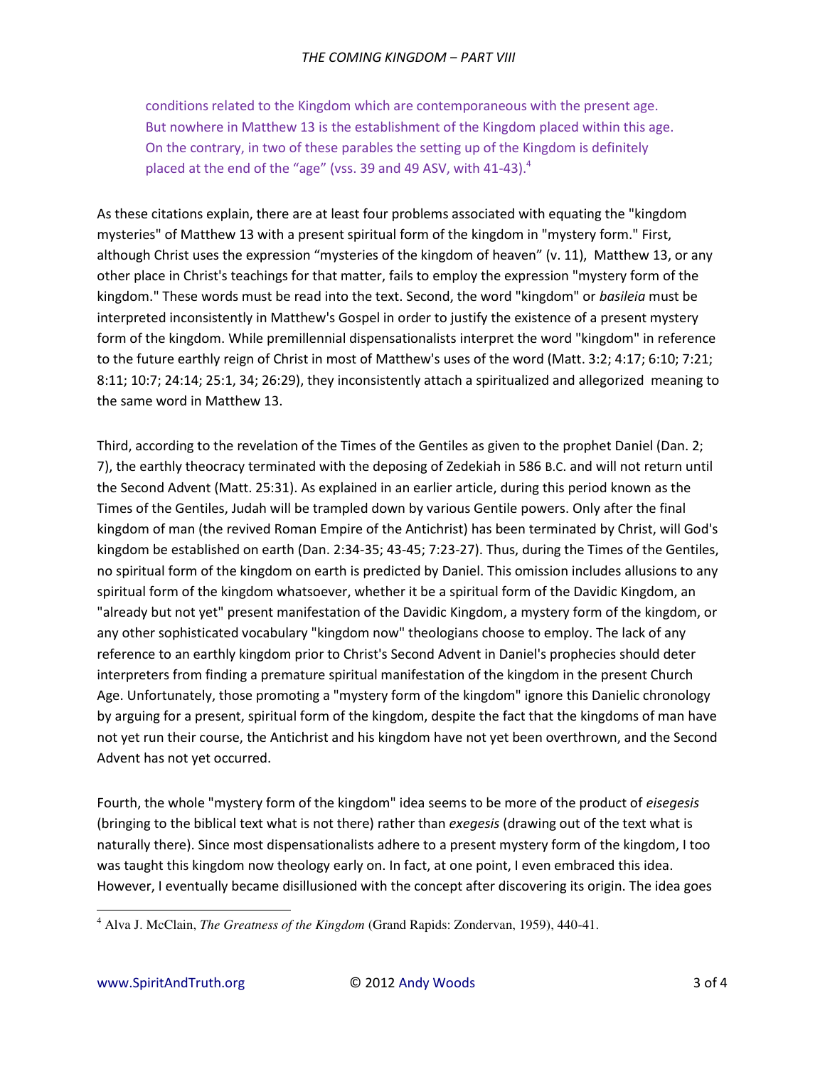> conditions related to the Kingdom which are contemporaneous with the present age. But nowhere in Matthew 13 is the establishment of the Kingdom placed within this age. On the contrary, in two of these parables the setting up of the Kingdom is definitely placed at the end of the "age" (vss. 39 and 49 ASV, with 41-43).[4]

As these citations explain, there are at least four problems associated with equating the "kingdom mysteries" of Matthew 13 with a present spiritual form of the kingdom in "mystery form." First, although Christ uses the expression "mysteries of the kingdom of heaven" (v. 11), Matthew 13, or any other place in Christ's teachings for that matter, fails to employ the expression "mystery form of the kingdom." These words must be read into the text. Second, the word "kingdom" or *basileia* must be interpreted inconsistently in Matthew's Gospel in order to justify the existence of a present mystery form of the kingdom. While premillennial dispensationalists interpret the word "kingdom" in reference to the future earthly reign of Christ in most of Matthew's uses of the word (Matt. 3:2; 4:17; 6:10; 7:21; 8:11; 10:7; 24:14; 25:1, 34; 26:29), they inconsistently attach a spiritualized and allegorized meaning to the same word in Matthew 13.

Third, according to the revelation of the Times of the Gentiles as given to the prophet Daniel (Dan. 2; 7), the earthly theocracy terminated with the deposing of Zedekiah in 586 B.C. and will not return until the Second Advent (Matt. 25:31). As explained in an earlier article, during this period known as the Times of the Gentiles, Judah will be trampled down by various Gentile powers. Only after the final kingdom of man (the revived Roman Empire of the Antichrist) has been terminated by Christ, will God's kingdom be established on earth (Dan. 2:34-35; 43-45; 7:23-27). Thus, during the Times of the Gentiles, no spiritual form of the kingdom on earth is predicted by Daniel. This omission includes allusions to any spiritual form of the kingdom whatsoever, whether it be a spiritual form of the Davidic Kingdom, an "already but not yet" present manifestation of the Davidic Kingdom, a mystery form of the kingdom, or any other sophisticated vocabulary "kingdom now" theologians choose to employ. The lack of any reference to an earthly kingdom prior to Christ's Second Advent in Daniel's prophecies should deter interpreters from finding a premature spiritual manifestation of the kingdom in the present Church Age. Unfortunately, those promoting a "mystery form of the kingdom" ignore this Danielic chronology by arguing for a present, spiritual form of the kingdom, despite the fact that the kingdoms of man have not yet run their course, the Antichrist and his kingdom have not yet been overthrown, and the Second Advent has not yet occurred.

Fourth, the whole "mystery form of the kingdom" idea seems to be more of the product of *eisegesis* (bringing to the biblical text what is not there) rather than *exegesis* (drawing out of the text what is naturally there). Since most dispensationalists adhere to a present mystery form of the kingdom, I too was taught this kingdom now theology early on. In fact, at one point, I even embraced this idea. However, I eventually became disillusioned with the concept after discovering its origin. The idea goes

---

[4] Alva J. McClain, *The Greatness of the Kingdom* (Grand Rapids: Zondervan, 1959), 440-41.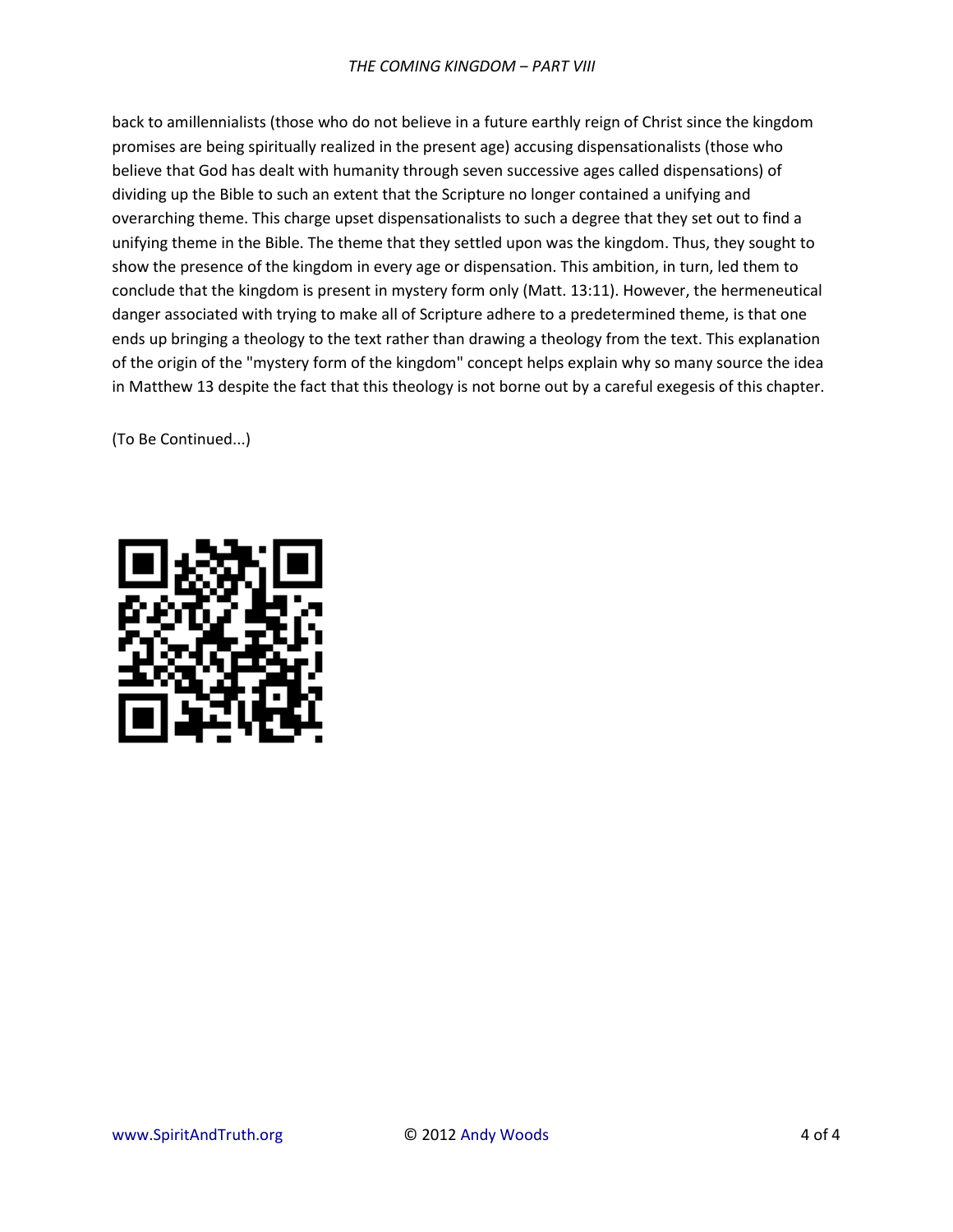back to amillennialists (those who do not believe in a future earthly reign of Christ since the kingdom promises are being spiritually realized in the present age) accusing dispensationalists (those who believe that God has dealt with humanity through seven successive ages called dispensations) of dividing up the Bible to such an extent that the Scripture no longer contained a unifying and overarching theme. This charge upset dispensationalists to such a degree that they set out to find a unifying theme in the Bible. The theme that they settled upon was the kingdom. Thus, they sought to show the presence of the kingdom in every age or dispensation. This ambition, in turn, led them to conclude that the kingdom is present in mystery form only (Matt. 13:11). However, the hermeneutical danger associated with trying to make all of Scripture adhere to a predetermined theme, is that one ends up bringing a theology to the text rather than drawing a theology from the text. This explanation of the origin of the "mystery form of the kingdom" concept helps explain why so many source the idea in Matthew 13 despite the fact that this theology is not borne out by a careful exegesis of this chapter.

(To Be Continued...)